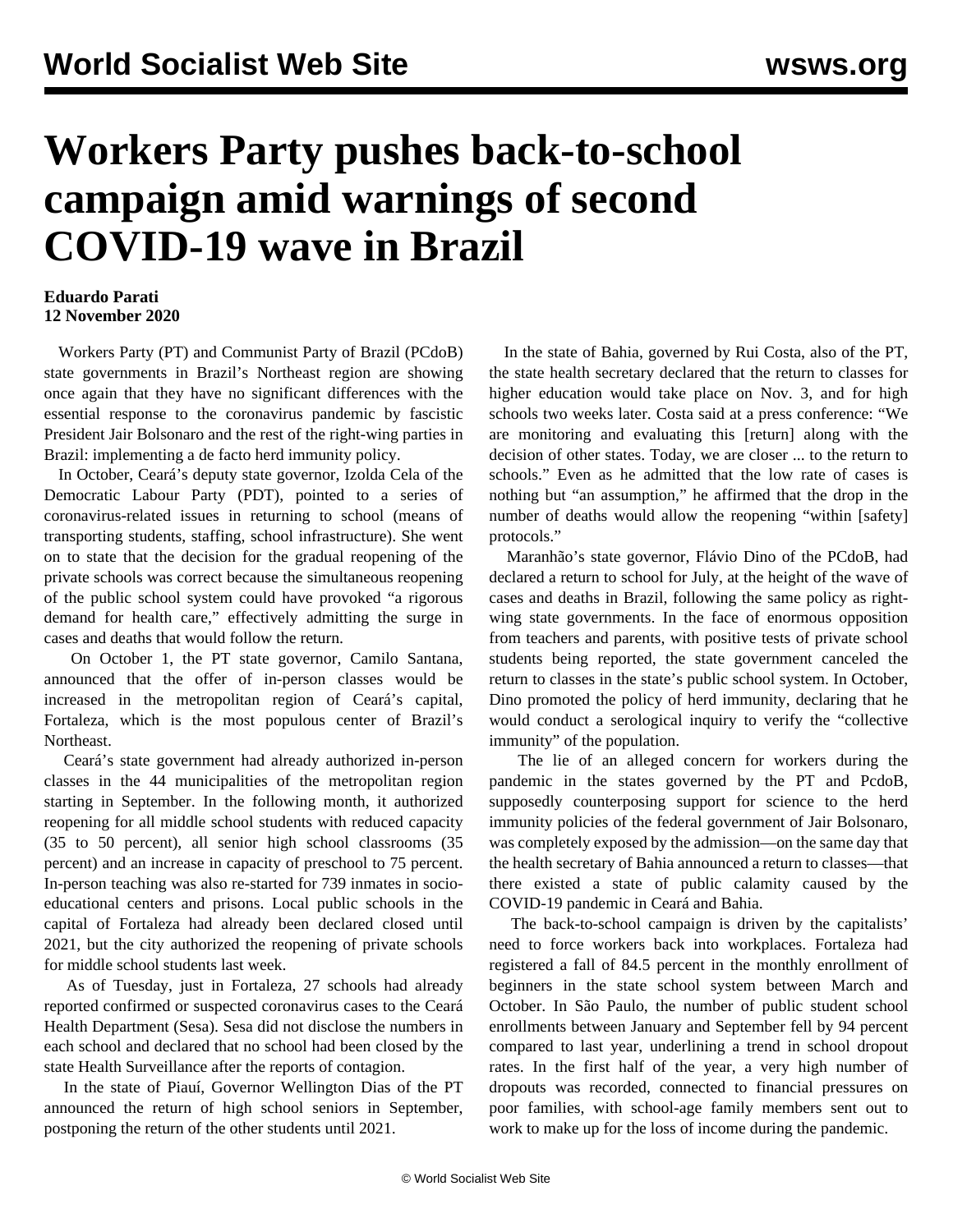# Workers Party pushes back-to-school campaign amid warnings of second COVID-19 wave in Brazil

**Eduardo Parati**
**12 November 2020**

Workers Party (PT) and Communist Party of Brazil (PCdoB) state governments in Brazil's Northeast region are showing once again that they have no significant differences with the essential response to the coronavirus pandemic by fascistic President Jair Bolsonaro and the rest of the right-wing parties in Brazil: implementing a de facto herd immunity policy.

In October, Ceará's deputy state governor, Izolda Cela of the Democratic Labour Party (PDT), pointed to a series of coronavirus-related issues in returning to school (means of transporting students, staffing, school infrastructure). She went on to state that the decision for the gradual reopening of the private schools was correct because the simultaneous reopening of the public school system could have provoked "a rigorous demand for health care," effectively admitting the surge in cases and deaths that would follow the return.

On October 1, the PT state governor, Camilo Santana, announced that the offer of in-person classes would be increased in the metropolitan region of Ceará's capital, Fortaleza, which is the most populous center of Brazil's Northeast.

Ceará's state government had already authorized in-person classes in the 44 municipalities of the metropolitan region starting in September. In the following month, it authorized reopening for all middle school students with reduced capacity (35 to 50 percent), all senior high school classrooms (35 percent) and an increase in capacity of preschool to 75 percent. In-person teaching was also re-started for 739 inmates in socio-educational centers and prisons. Local public schools in the capital of Fortaleza had already been declared closed until 2021, but the city authorized the reopening of private schools for middle school students last week.

As of Tuesday, just in Fortaleza, 27 schools had already reported confirmed or suspected coronavirus cases to the Ceará Health Department (Sesa). Sesa did not disclose the numbers in each school and declared that no school had been closed by the state Health Surveillance after the reports of contagion.

In the state of Piauí, Governor Wellington Dias of the PT announced the return of high school seniors in September, postponing the return of the other students until 2021.

In the state of Bahia, governed by Rui Costa, also of the PT, the state health secretary declared that the return to classes for higher education would take place on Nov. 3, and for high schools two weeks later. Costa said at a press conference: "We are monitoring and evaluating this [return] along with the decision of other states. Today, we are closer ... to the return to schools." Even as he admitted that the low rate of cases is nothing but "an assumption," he affirmed that the drop in the number of deaths would allow the reopening "within [safety] protocols."

Maranhão's state governor, Flávio Dino of the PCdoB, had declared a return to school for July, at the height of the wave of cases and deaths in Brazil, following the same policy as right-wing state governments. In the face of enormous opposition from teachers and parents, with positive tests of private school students being reported, the state government canceled the return to classes in the state's public school system. In October, Dino promoted the policy of herd immunity, declaring that he would conduct a serological inquiry to verify the "collective immunity" of the population.

The lie of an alleged concern for workers during the pandemic in the states governed by the PT and PcdoB, supposedly counterposing support for science to the herd immunity policies of the federal government of Jair Bolsonaro, was completely exposed by the admission—on the same day that the health secretary of Bahia announced a return to classes—that there existed a state of public calamity caused by the COVID-19 pandemic in Ceará and Bahia.

The back-to-school campaign is driven by the capitalists' need to force workers back into workplaces. Fortaleza had registered a fall of 84.5 percent in the monthly enrollment of beginners in the state school system between March and October. In São Paulo, the number of public student school enrollments between January and September fell by 94 percent compared to last year, underlining a trend in school dropout rates. In the first half of the year, a very high number of dropouts was recorded, connected to financial pressures on poor families, with school-age family members sent out to work to make up for the loss of income during the pandemic.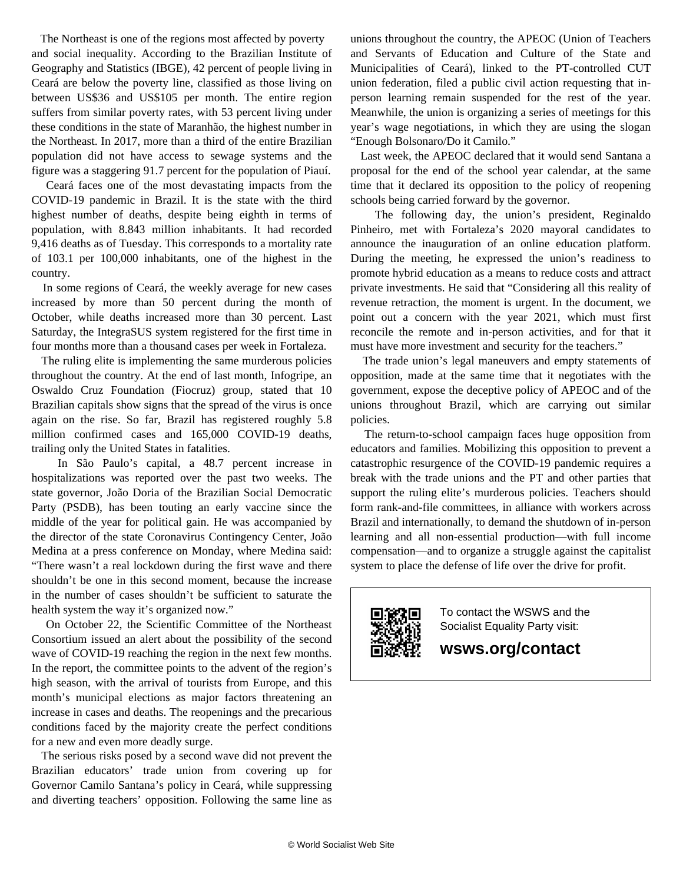The Northeast is one of the regions most affected by poverty and social inequality. According to the Brazilian Institute of Geography and Statistics (IBGE), 42 percent of people living in Ceará are below the poverty line, classified as those living on between US$36 and US$105 per month. The entire region suffers from similar poverty rates, with 53 percent living under these conditions in the state of Maranhão, the highest number in the Northeast. In 2017, more than a third of the entire Brazilian population did not have access to sewage systems and the figure was a staggering 91.7 percent for the population of Piauí.

Ceará faces one of the most devastating impacts from the COVID-19 pandemic in Brazil. It is the state with the third highest number of deaths, despite being eighth in terms of population, with 8.843 million inhabitants. It had recorded 9,416 deaths as of Tuesday. This corresponds to a mortality rate of 103.1 per 100,000 inhabitants, one of the highest in the country.

In some regions of Ceará, the weekly average for new cases increased by more than 50 percent during the month of October, while deaths increased more than 30 percent. Last Saturday, the IntegraSUS system registered for the first time in four months more than a thousand cases per week in Fortaleza.

The ruling elite is implementing the same murderous policies throughout the country. At the end of last month, Infogripe, an Oswaldo Cruz Foundation (Fiocruz) group, stated that 10 Brazilian capitals show signs that the spread of the virus is once again on the rise. So far, Brazil has registered roughly 5.8 million confirmed cases and 165,000 COVID-19 deaths, trailing only the United States in fatalities.

In São Paulo's capital, a 48.7 percent increase in hospitalizations was reported over the past two weeks. The state governor, João Doria of the Brazilian Social Democratic Party (PSDB), has been touting an early vaccine since the middle of the year for political gain. He was accompanied by the director of the state Coronavirus Contingency Center, João Medina at a press conference on Monday, where Medina said: "There wasn't a real lockdown during the first wave and there shouldn't be one in this second moment, because the increase in the number of cases shouldn't be sufficient to saturate the health system the way it's organized now."

On October 22, the Scientific Committee of the Northeast Consortium issued an alert about the possibility of the second wave of COVID-19 reaching the region in the next few months. In the report, the committee points to the advent of the region's high season, with the arrival of tourists from Europe, and this month's municipal elections as major factors threatening an increase in cases and deaths. The reopenings and the precarious conditions faced by the majority create the perfect conditions for a new and even more deadly surge.

The serious risks posed by a second wave did not prevent the Brazilian educators' trade union from covering up for Governor Camilo Santana's policy in Ceará, while suppressing and diverting teachers' opposition. Following the same line as unions throughout the country, the APEOC (Union of Teachers and Servants of Education and Culture of the State and Municipalities of Ceará), linked to the PT-controlled CUT union federation, filed a public civil action requesting that in-person learning remain suspended for the rest of the year. Meanwhile, the union is organizing a series of meetings for this year's wage negotiations, in which they are using the slogan "Enough Bolsonaro/Do it Camilo."

Last week, the APEOC declared that it would send Santana a proposal for the end of the school year calendar, at the same time that it declared its opposition to the policy of reopening schools being carried forward by the governor.

The following day, the union's president, Reginaldo Pinheiro, met with Fortaleza's 2020 mayoral candidates to announce the inauguration of an online education platform. During the meeting, he expressed the union's readiness to promote hybrid education as a means to reduce costs and attract private investments. He said that "Considering all this reality of revenue retraction, the moment is urgent. In the document, we point out a concern with the year 2021, which must first reconcile the remote and in-person activities, and for that it must have more investment and security for the teachers."

The trade union's legal maneuvers and empty statements of opposition, made at the same time that it negotiates with the government, expose the deceptive policy of APEOC and of the unions throughout Brazil, which are carrying out similar policies.

The return-to-school campaign faces huge opposition from educators and families. Mobilizing this opposition to prevent a catastrophic resurgence of the COVID-19 pandemic requires a break with the trade unions and the PT and other parties that support the ruling elite's murderous policies. Teachers should form rank-and-file committees, in alliance with workers across Brazil and internationally, to demand the shutdown of in-person learning and all non-essential production—with full income compensation—and to organize a struggle against the capitalist system to place the defense of life over the drive for profit.

To contact the WSWS and the Socialist Equality Party visit:

**wsws.org/contact**